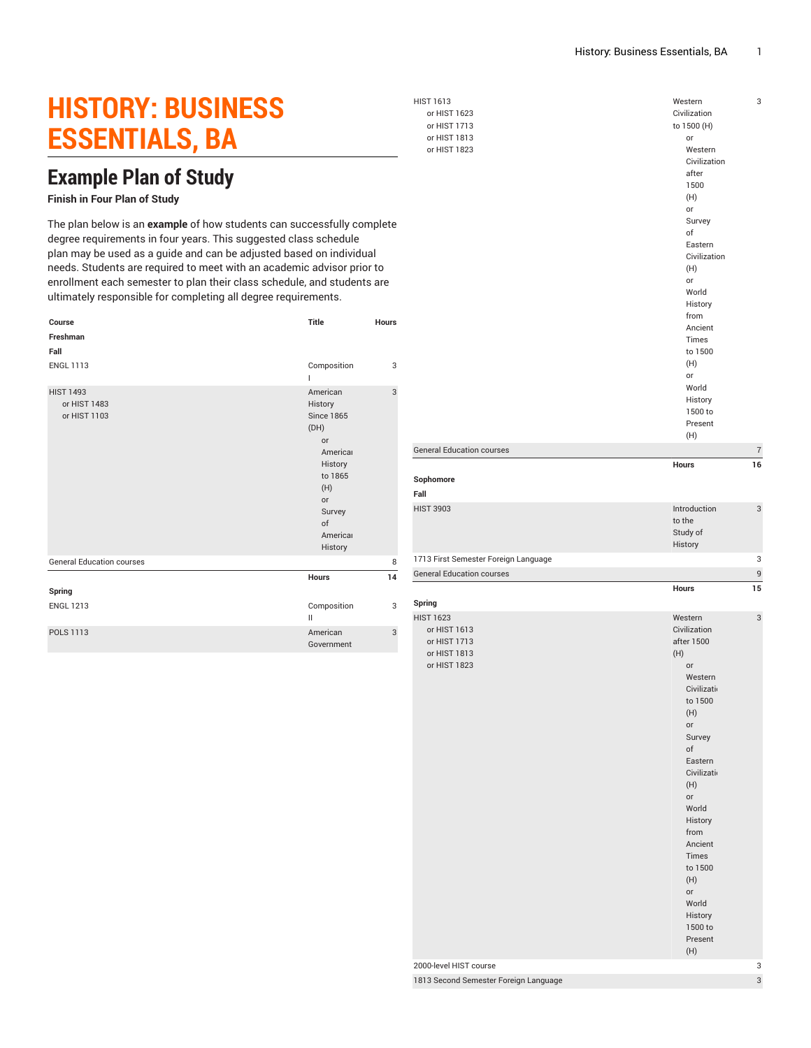# HISTORY: BUSINESS ESSENTIALS, BA

## Example Plan of Study

**Finish in Four Plan of Study**

The plan below is an **example** of how students can successfully complete degree requirements in four years. This suggested class schedule plan may be used as a guide and can be adjusted based on individual needs. Students are required to meet with an academic advisor prior to enrollment each semester to plan their class schedule, and students are ultimately responsible for completing all degree requirements.

| Course | Title | Hours |
|---|---|---|
| **Freshman** | | |
| **Fall** | | |
| ENGL 1113 | Composition I | 3 |
| HIST 1493 or HIST 1483 or HIST 1103 | American History Since 1865 (DH) or American History to 1865 (H) or Survey of American History | 3 |
| General Education courses | | 8 |
| | **Hours** | **14** |
| **Spring** | | |
| ENGL 1213 | Composition II | 3 |
| POLS 1113 | American Government | 3 |
| HIST 1613 or HIST 1623 or HIST 1713 or HIST 1813 or HIST 1823 | Western Civilization to 1500 (H) or Western Civilization after 1500 (H) or Survey of Eastern Civilization (H) or World History from Ancient Times to 1500 (H) or World History 1500 to Present (H) | 3 |
| General Education courses | | 7 |
| | **Hours** | **16** |
| **Sophomore** | | |
| **Fall** | | |
| HIST 3903 | Introduction to the Study of History | 3 |
| 1713 First Semester Foreign Language | | 3 |
| General Education courses | | 9 |
| | **Hours** | **15** |
| **Spring** | | |
| HIST 1623 or HIST 1613 or HIST 1713 or HIST 1813 or HIST 1823 | Western Civilization after 1500 (H) or Western Civilization to 1500 (H) or Survey of Eastern Civilization (H) or World History from Ancient Times to 1500 (H) or World History 1500 to Present (H) | 3 |
| 2000-level HIST course | | 3 |
| 1813 Second Semester Foreign Language | | 3 |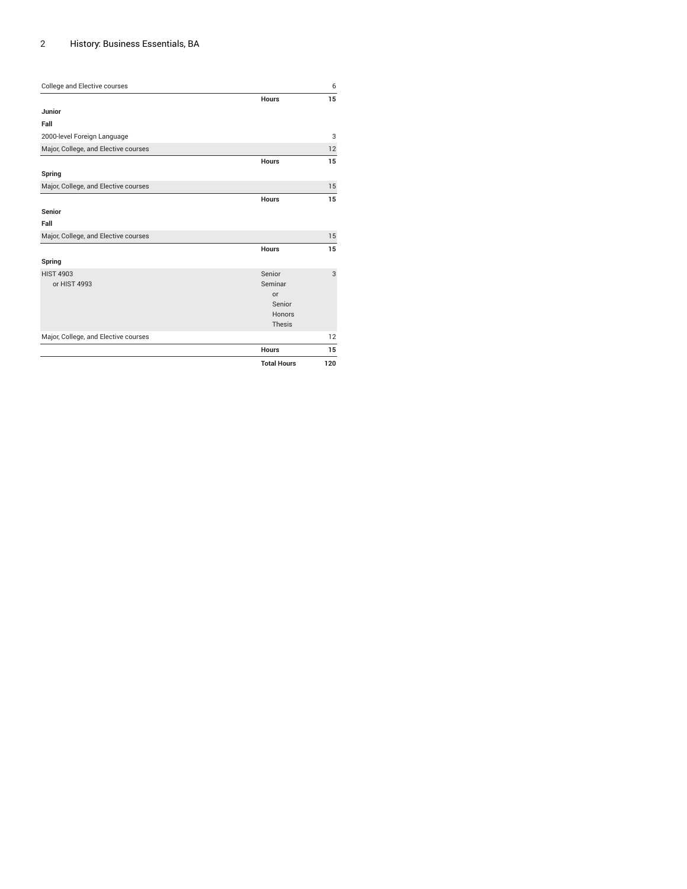| | | |
|---|---|---|
| College and Elective courses | | 6 |
| | **Hours** | **15** |
| **Junior** | | |
| **Fall** | | |
| 2000-level Foreign Language | | 3 |
| Major, College, and Elective courses | | 12 |
| | **Hours** | **15** |
| **Spring** | | |
| Major, College, and Elective courses | | 15 |
| | **Hours** | **15** |
| **Senior** | | |
| **Fall** | | |
| Major, College, and Elective courses | | 15 |
| | **Hours** | **15** |
| **Spring** | | |
| HIST 4903 or HIST 4993 | Senior Seminar or Senior Honors Thesis | 3 |
| Major, College, and Elective courses | | 12 |
| | **Hours** | **15** |
| | **Total Hours** | **120** |